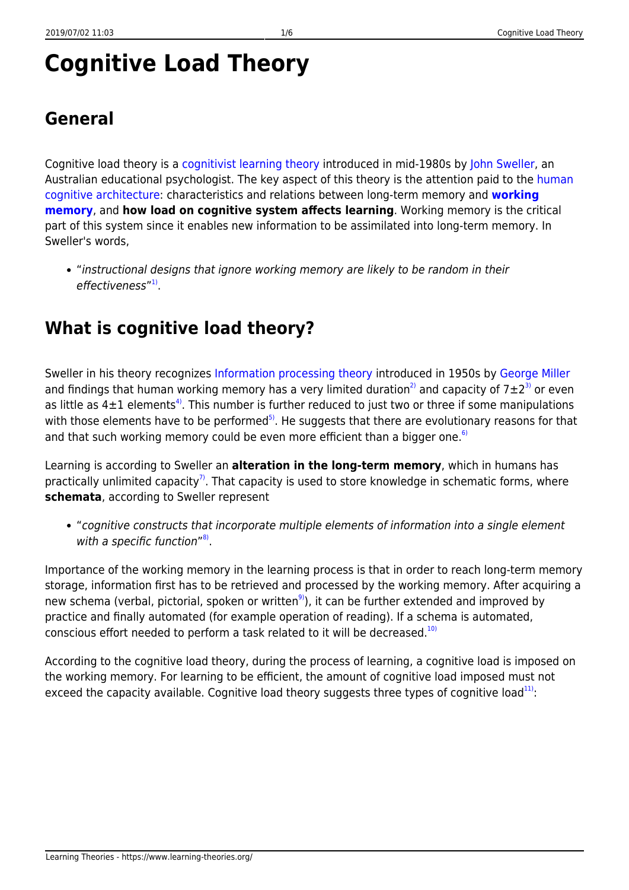# Cognitive Load Theory

## General

Cognitive load theory is a cognitivist learning theory introduced in mid-1980s by John Sweller, an Australian educational psychologist. The key aspect of this theory is the attention paid to the human cognitive architecture: characteristics and relations between long-term memory and **working memory**, and **how load on cognitive system affects learning**. Working memory is the critical part of this system since it enables new information to be assimilated into long-term memory. In Sweller's words,

- "*instructional designs that ignore working memory are likely to be random in their effectiveness*"[1].

## What is cognitive load theory?

Sweller in his theory recognizes Information processing theory introduced in 1950s by George Miller and findings that human working memory has a very limited duration[2] and capacity of 7±2[3] or even as little as 4±1 elements[4]. This number is further reduced to just two or three if some manipulations with those elements have to be performed[5]. He suggests that there are evolutionary reasons for that and that such working memory could be even more efficient than a bigger one.[6]

Learning is according to Sweller an **alteration in the long-term memory**, which in humans has practically unlimited capacity[7]. That capacity is used to store knowledge in schematic forms, where **schemata**, according to Sweller represent

- "*cognitive constructs that incorporate multiple elements of information into a single element with a specific function*"[8].

Importance of the working memory in the learning process is that in order to reach long-term memory storage, information first has to be retrieved and processed by the working memory. After acquiring a new schema (verbal, pictorial, spoken or written[9]), it can be further extended and improved by practice and finally automated (for example operation of reading). If a schema is automated, conscious effort needed to perform a task related to it will be decreased.[10]

According to the cognitive load theory, during the process of learning, a cognitive load is imposed on the working memory. For learning to be efficient, the amount of cognitive load imposed must not exceed the capacity available. Cognitive load theory suggests three types of cognitive load[11]: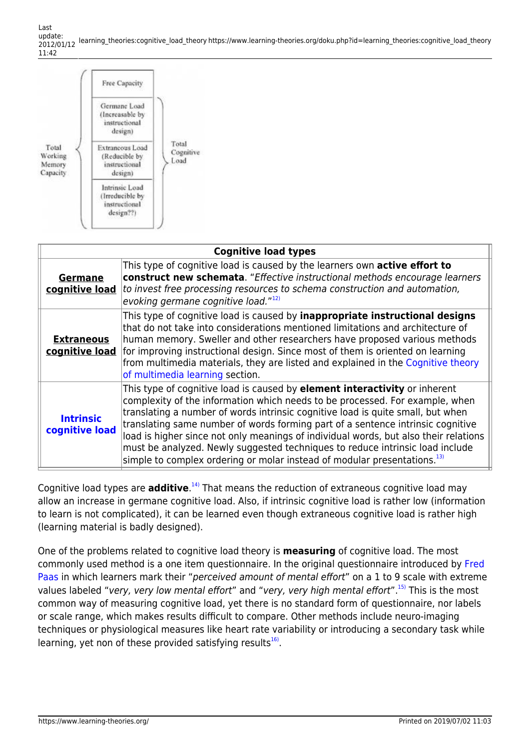Total Working Memory Capacity:

- Free Capacity
- Germane Load (Increasable by instructional design)
- Extraneous Load (Reducible by instructional design)
- Intrinsic Load (Irreducible by instructional design??)

Total Cognitive Load: Germane Load + Extraneous Load + Intrinsic Load

| Cognitive load types | |
|---|---|
| **Germane cognitive load** | This type of cognitive load is caused by the learners own **active effort to construct new schemata**. "*Effective instructional methods encourage learners to invest free processing resources to schema construction and automation, evoking germane cognitive load.*"[12] |
| **Extraneous cognitive load** | This type of cognitive load is caused by **inappropriate instructional designs** that do not take into considerations mentioned limitations and architecture of human memory. Sweller and other researchers have proposed various methods for improving instructional design. Since most of them is oriented on learning from multimedia materials, they are listed and explained in the Cognitive theory of multimedia learning section. |
| **Intrinsic cognitive load** | This type of cognitive load is caused by **element interactivity** or inherent complexity of the information which needs to be processed. For example, when translating a number of words intrinsic cognitive load is quite small, but when translating same number of words forming part of a sentence intrinsic cognitive load is higher since not only meanings of individual words, but also their relations must be analyzed. Newly suggested techniques to reduce intrinsic load include simple to complex ordering or molar instead of modular presentations.[13] |

Cognitive load types are **additive**.[14] That means the reduction of extraneous cognitive load may allow an increase in germane cognitive load. Also, if intrinsic cognitive load is rather low (information to learn is not complicated), it can be learned even though extraneous cognitive load is rather high (learning material is badly designed).

One of the problems related to cognitive load theory is **measuring** of cognitive load. The most commonly used method is a one item questionnaire. In the original questionnaire introduced by Fred Paas in which learners mark their "*perceived amount of mental effort*" on a 1 to 9 scale with extreme values labeled "*very, very low mental effort*" and "*very, very high mental effort*".[15] This is the most common way of measuring cognitive load, yet there is no standard form of questionnaire, nor labels or scale range, which makes results difficult to compare. Other methods include neuro-imaging techniques or physiological measures like heart rate variability or introducing a secondary task while learning, yet non of these provided satisfying results[16].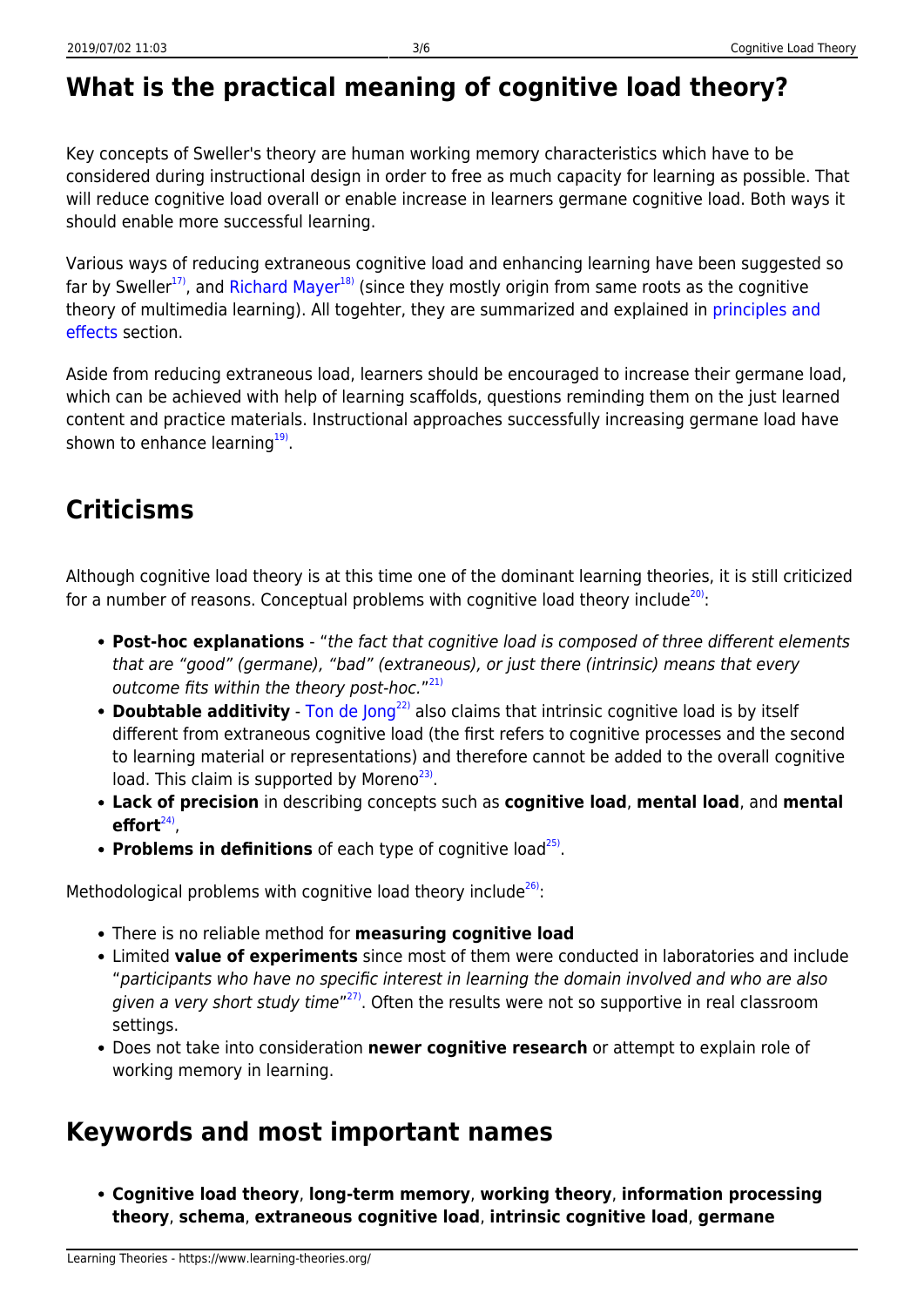## What is the practical meaning of cognitive load theory?

Key concepts of Sweller's theory are human working memory characteristics which have to be considered during instructional design in order to free as much capacity for learning as possible. That will reduce cognitive load overall or enable increase in learners germane cognitive load. Both ways it should enable more successful learning.

Various ways of reducing extraneous cognitive load and enhancing learning have been suggested so far by Sweller[17], and Richard Mayer[18] (since they mostly origin from same roots as the cognitive theory of multimedia learning). All togehter, they are summarized and explained in principles and effects section.

Aside from reducing extraneous load, learners should be encouraged to increase their germane load, which can be achieved with help of learning scaffolds, questions reminding them on the just learned content and practice materials. Instructional approaches successfully increasing germane load have shown to enhance learning[19].

## Criticisms

Although cognitive load theory is at this time one of the dominant learning theories, it is still criticized for a number of reasons. Conceptual problems with cognitive load theory include[20]:

- **Post-hoc explanations** - "*the fact that cognitive load is composed of three different elements that are "good" (germane), "bad" (extraneous), or just there (intrinsic) means that every outcome fits within the theory post-hoc.*"[21]
- **Doubtable additivity** - Ton de Jong[22] also claims that intrinsic cognitive load is by itself different from extraneous cognitive load (the first refers to cognitive processes and the second to learning material or representations) and therefore cannot be added to the overall cognitive load. This claim is supported by Moreno[23].
- **Lack of precision** in describing concepts such as **cognitive load**, **mental load**, and **mental effort**[24],
- **Problems in definitions** of each type of cognitive load[25].

Methodological problems with cognitive load theory include[26]:

- There is no reliable method for **measuring cognitive load**
- Limited **value of experiments** since most of them were conducted in laboratories and include "*participants who have no specific interest in learning the domain involved and who are also given a very short study time*"[27]. Often the results were not so supportive in real classroom settings.
- Does not take into consideration **newer cognitive research** or attempt to explain role of working memory in learning.

## Keywords and most important names

- **Cognitive load theory**, **long-term memory**, **working theory**, **information processing theory**, **schema**, **extraneous cognitive load**, **intrinsic cognitive load**, **germane**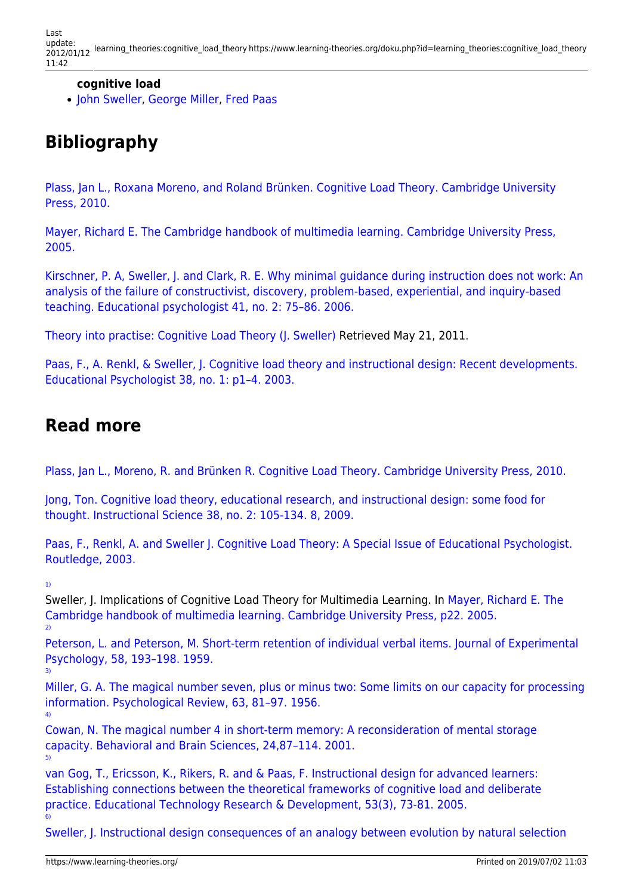**cognitive load**

- John Sweller, George Miller, Fred Paas

## Bibliography

Plass, Jan L., Roxana Moreno, and Roland Brünken. Cognitive Load Theory. Cambridge University Press, 2010.

Mayer, Richard E. The Cambridge handbook of multimedia learning. Cambridge University Press, 2005.

Kirschner, P. A, Sweller, J. and Clark, R. E. Why minimal guidance during instruction does not work: An analysis of the failure of constructivist, discovery, problem-based, experiential, and inquiry-based teaching. Educational psychologist 41, no. 2: 75–86. 2006.

Theory into practise: Cognitive Load Theory (J. Sweller) Retrieved May 21, 2011.

Paas, F., A. Renkl, & Sweller, J. Cognitive load theory and instructional design: Recent developments. Educational Psychologist 38, no. 1: p1–4. 2003.

## Read more

Plass, Jan L., Moreno, R. and Brünken R. Cognitive Load Theory. Cambridge University Press, 2010.

Jong, Ton. Cognitive load theory, educational research, and instructional design: some food for thought. Instructional Science 38, no. 2: 105-134. 8, 2009.

Paas, F., Renkl, A. and Sweller J. Cognitive Load Theory: A Special Issue of Educational Psychologist. Routledge, 2003.

[1] Sweller, J. Implications of Cognitive Load Theory for Multimedia Learning. In Mayer, Richard E. The Cambridge handbook of multimedia learning. Cambridge University Press, p22. 2005.

[2] Peterson, L. and Peterson, M. Short-term retention of individual verbal items. Journal of Experimental Psychology, 58, 193–198. 1959.

[3] Miller, G. A. The magical number seven, plus or minus two: Some limits on our capacity for processing information. Psychological Review, 63, 81–97. 1956.

[4] Cowan, N. The magical number 4 in short-term memory: A reconsideration of mental storage capacity. Behavioral and Brain Sciences, 24,87–114. 2001.

[5] van Gog, T., Ericsson, K., Rikers, R. and & Paas, F. Instructional design for advanced learners: Establishing connections between the theoretical frameworks of cognitive load and deliberate practice. Educational Technology Research & Development, 53(3), 73-81. 2005.

[6] Sweller, J. Instructional design consequences of an analogy between evolution by natural selection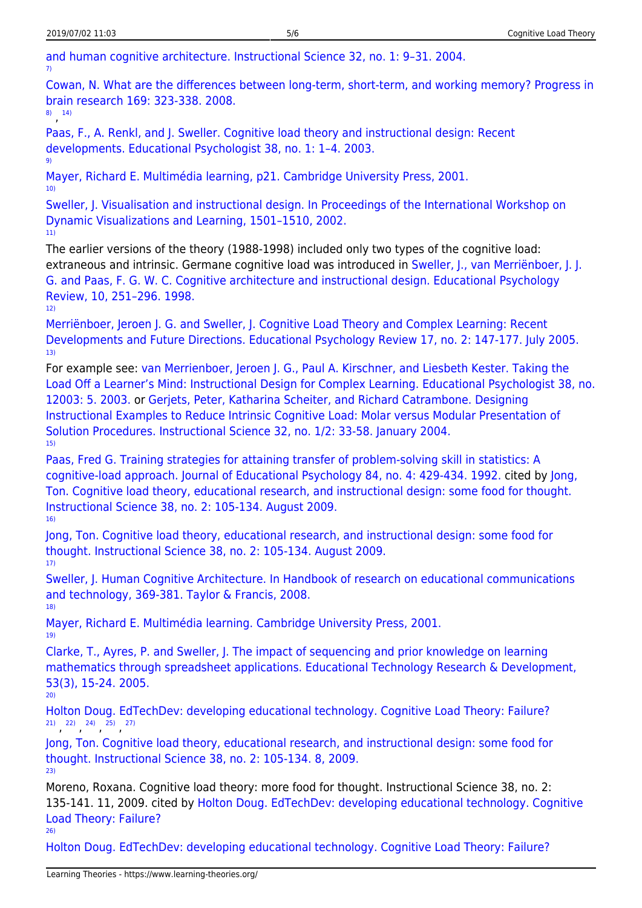and human cognitive architecture. Instructional Science 32, no. 1: 9–31. 2004.

[7] Cowan, N. What are the differences between long-term, short-term, and working memory? Progress in brain research 169: 323-338. 2008.

[8], [14] Paas, F., A. Renkl, and J. Sweller. Cognitive load theory and instructional design: Recent developments. Educational Psychologist 38, no. 1: 1–4. 2003.

[9] Mayer, Richard E. Multimédia learning, p21. Cambridge University Press, 2001.

[10] Sweller, J. Visualisation and instructional design. In Proceedings of the International Workshop on Dynamic Visualizations and Learning, 1501–1510, 2002.

[11] The earlier versions of the theory (1988-1998) included only two types of the cognitive load: extraneous and intrinsic. Germane cognitive load was introduced in Sweller, J., van Merriënboer, J. J. G. and Paas, F. G. W. C. Cognitive architecture and instructional design. Educational Psychology Review, 10, 251–296. 1998.

[12] Merriënboer, Jeroen J. G. and Sweller, J. Cognitive Load Theory and Complex Learning: Recent Developments and Future Directions. Educational Psychology Review 17, no. 2: 147-177. July 2005.

[13] For example see: van Merrienboer, Jeroen J. G., Paul A. Kirschner, and Liesbeth Kester. Taking the Load Off a Learner's Mind: Instructional Design for Complex Learning. Educational Psychologist 38, no. 12003: 5. 2003. or Gerjets, Peter, Katharina Scheiter, and Richard Catrambone. Designing Instructional Examples to Reduce Intrinsic Cognitive Load: Molar versus Modular Presentation of Solution Procedures. Instructional Science 32, no. 1/2: 33-58. January 2004.

[15] Paas, Fred G. Training strategies for attaining transfer of problem-solving skill in statistics: A cognitive-load approach. Journal of Educational Psychology 84, no. 4: 429-434. 1992. cited by Jong, Ton. Cognitive load theory, educational research, and instructional design: some food for thought. Instructional Science 38, no. 2: 105-134. August 2009.

[16] Jong, Ton. Cognitive load theory, educational research, and instructional design: some food for thought. Instructional Science 38, no. 2: 105-134. August 2009.

[17] Sweller, J. Human Cognitive Architecture. In Handbook of research on educational communications and technology, 369-381. Taylor & Francis, 2008.

[18] Mayer, Richard E. Multimédia learning. Cambridge University Press, 2001.

[19] Clarke, T., Ayres, P. and Sweller, J. The impact of sequencing and prior knowledge on learning mathematics through spreadsheet applications. Educational Technology Research & Development, 53(3), 15-24. 2005.

[20] Holton Doug. EdTechDev: developing educational technology. Cognitive Load Theory: Failure?

[21], [22], [24], [25], [27] Jong, Ton. Cognitive load theory, educational research, and instructional design: some food for thought. Instructional Science 38, no. 2: 105-134. 8, 2009.

[23] Moreno, Roxana. Cognitive load theory: more food for thought. Instructional Science 38, no. 2: 135-141. 11, 2009. cited by Holton Doug. EdTechDev: developing educational technology. Cognitive Load Theory: Failure?

[26] Holton Doug. EdTechDev: developing educational technology. Cognitive Load Theory: Failure?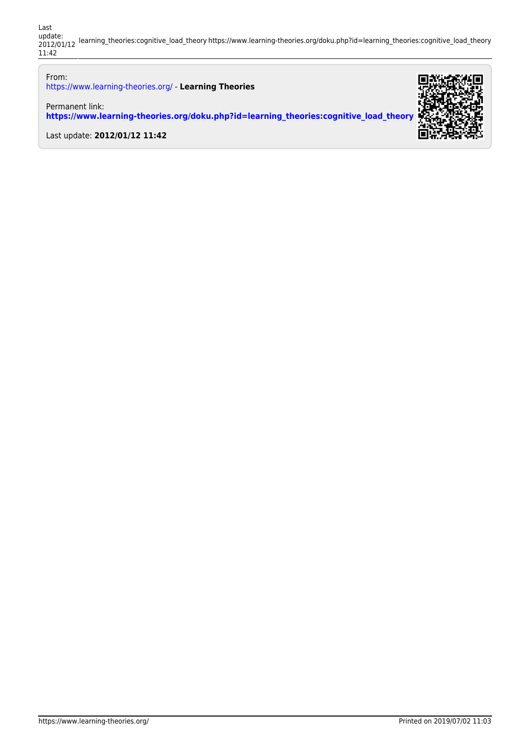From:
https://www.learning-theories.org/ - **Learning Theories**

Permanent link:
**https://www.learning-theories.org/doku.php?id=learning_theories:cognitive_load_theory**

Last update: **2012/01/12 11:42**